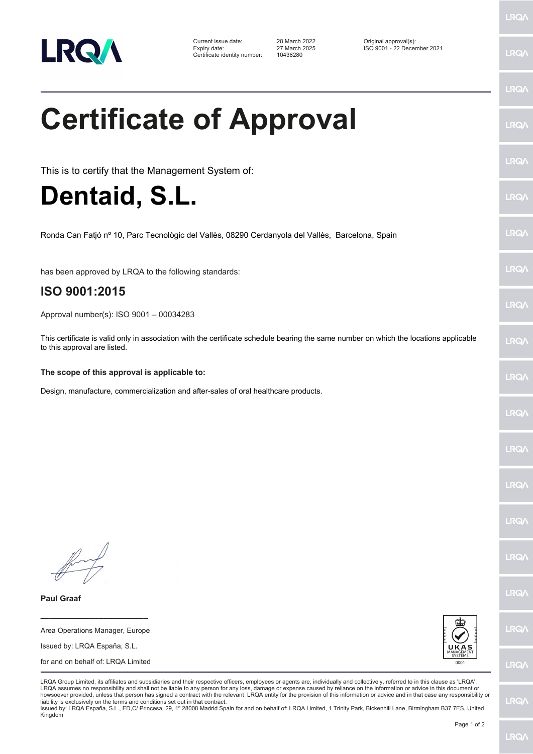LRQA

Current issue date: 28 March 2022
Expiry date: 27 March 2025
Certificate identity number: 10438280

Original approval(s):
ISO 9001 - 22 December 2021

# Certificate of Approval

This is to certify that the Management System of:

# Dentaid, S.L.

Ronda Can Fatjó nº 10, Parc Tecnològic del Vallès, 08290 Cerdanyola del Vallès, Barcelona, Spain

has been approved by LRQA to the following standards:

## ISO 9001:2015

Approval number(s): ISO 9001 – 00034283

This certificate is valid only in association with the certificate schedule bearing the same number on which the locations applicable to this approval are listed.

**The scope of this approval is applicable to:**

Design, manufacture, commercialization and after-sales of oral healthcare products.

**Paul Graaf**

Area Operations Manager, Europe

Issued by: LRQA España, S.L.

for and on behalf of: LRQA Limited

UKAS MANAGEMENT SYSTEMS 0001

LRQA Group Limited, its affiliates and subsidiaries and their respective officers, employees or agents are, individually and collectively, referred to in this clause as 'LRQA'. LRQA assumes no responsibility and shall not be liable to any person for any loss, damage or expense caused by reliance on the information or advice in this document or howsoever provided, unless that person has signed a contract with the relevant LRQA entity for the provision of this information or advice and in that case any responsibility or liability is exclusively on the terms and conditions set out in that contract.
Issued by: LRQA España, S.L., ED,C/ Princesa, 29, 1º 28008 Madrid Spain for and on behalf of: LRQA Limited, 1 Trinity Park, Bickenhill Lane, Birmingham B37 7ES, United Kingdom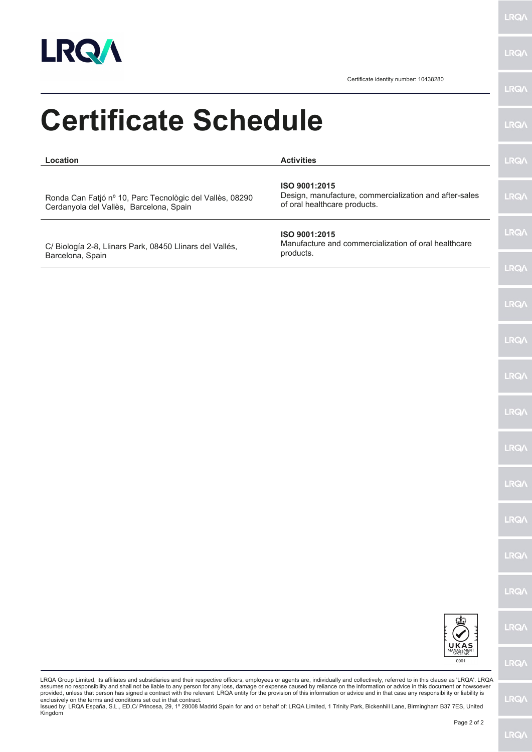LRQA

Certificate identity number: 10438280

# Certificate Schedule

| Location | Activities |
| --- | --- |
| Ronda Can Fatjó nº 10, Parc Tecnològic del Vallès, 08290 Cerdanyola del Vallès, Barcelona, Spain | **ISO 9001:2015** Design, manufacture, commercialization and after-sales of oral healthcare products. |
| C/ Biología 2-8, Llinars Park, 08450 Llinars del Vallés, Barcelona, Spain | **ISO 9001:2015** Manufacture and commercialization of oral healthcare products. |

UKAS MANAGEMENT SYSTEMS 0001

LRQA Group Limited, its affiliates and subsidiaries and their respective officers, employees or agents are, individually and collectively, referred to in this clause as 'LRQA'. LRQA assumes no responsibility and shall not be liable to any person for any loss, damage or expense caused by reliance on the information or advice in this document or howsoever provided, unless that person has signed a contract with the relevant LRQA entity for the provision of this information or advice and in that case any responsibility or liability is exclusively on the terms and conditions set out in that contract.
Issued by: LRQA España, S.L., ED,C/ Princesa, 29, 1º 28008 Madrid Spain for and on behalf of: LRQA Limited, 1 Trinity Park, Bickenhill Lane, Birmingham B37 7ES, United Kingdom